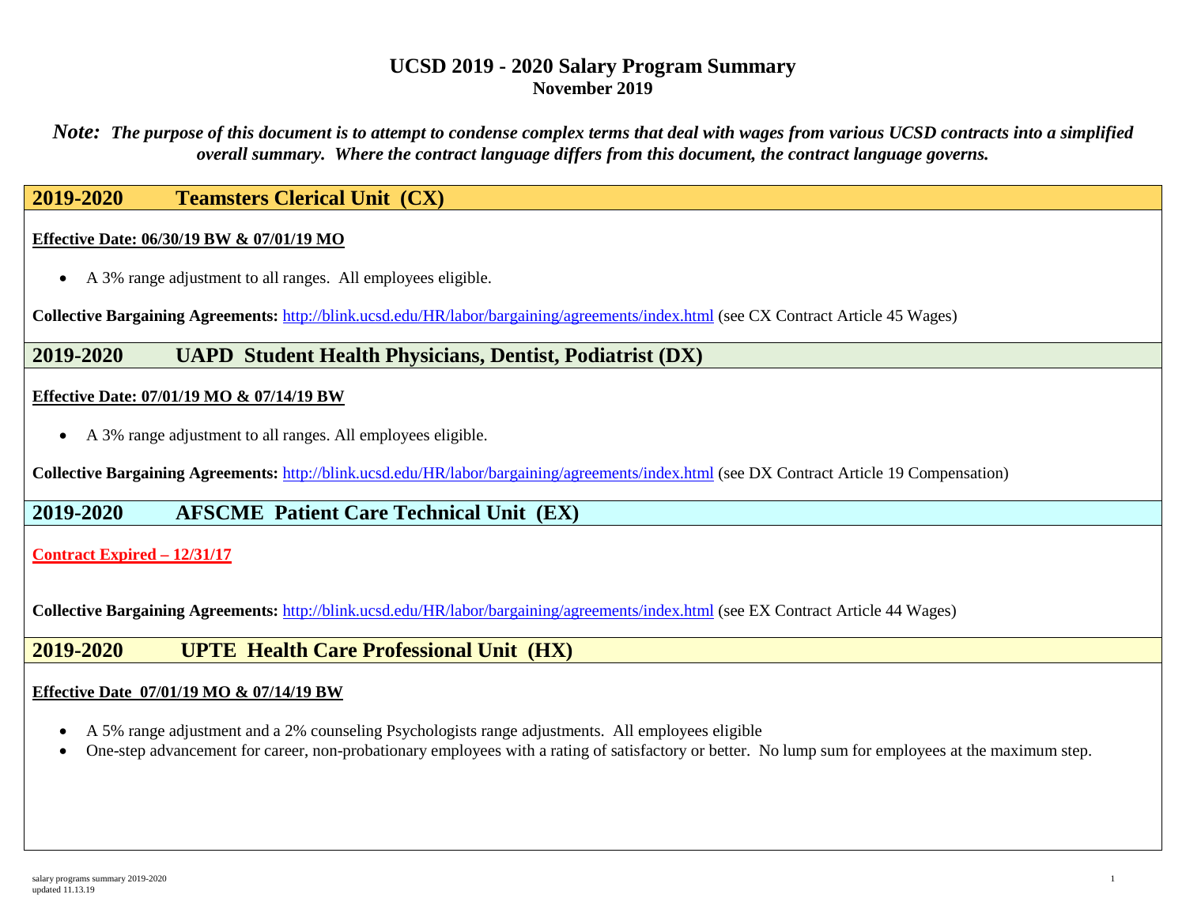# UCSD 2019 - 2020 Salary Program Summary

**November 2019**

***Note:*** ***The purpose of this document is to attempt to condense complex terms that deal with wages from various UCSD contracts into a simplified overall summary. Where the contract language differs from this document, the contract language governs.***

## 2019-2020 Teamsters Clerical Unit (CX)

**Effective Date: 06/30/19 BW & 07/01/19 MO**

- A 3% range adjustment to all ranges. All employees eligible.

**Collective Bargaining Agreements:** http://blink.ucsd.edu/HR/labor/bargaining/agreements/index.html (see CX Contract Article 45 Wages)

## 2019-2020 UAPD Student Health Physicians, Dentist, Podiatrist (DX)

**Effective Date: 07/01/19 MO & 07/14/19 BW**

- A 3% range adjustment to all ranges. All employees eligible.

**Collective Bargaining Agreements:** http://blink.ucsd.edu/HR/labor/bargaining/agreements/index.html (see DX Contract Article 19 Compensation)

## 2019-2020 AFSCME Patient Care Technical Unit (EX)

**Contract Expired – 12/31/17**

**Collective Bargaining Agreements:** http://blink.ucsd.edu/HR/labor/bargaining/agreements/index.html (see EX Contract Article 44 Wages)

## 2019-2020 UPTE Health Care Professional Unit (HX)

**Effective Date 07/01/19 MO & 07/14/19 BW**

- A 5% range adjustment and a 2% counseling Psychologists range adjustments. All employees eligible
- One-step advancement for career, non-probationary employees with a rating of satisfactory or better. No lump sum for employees at the maximum step.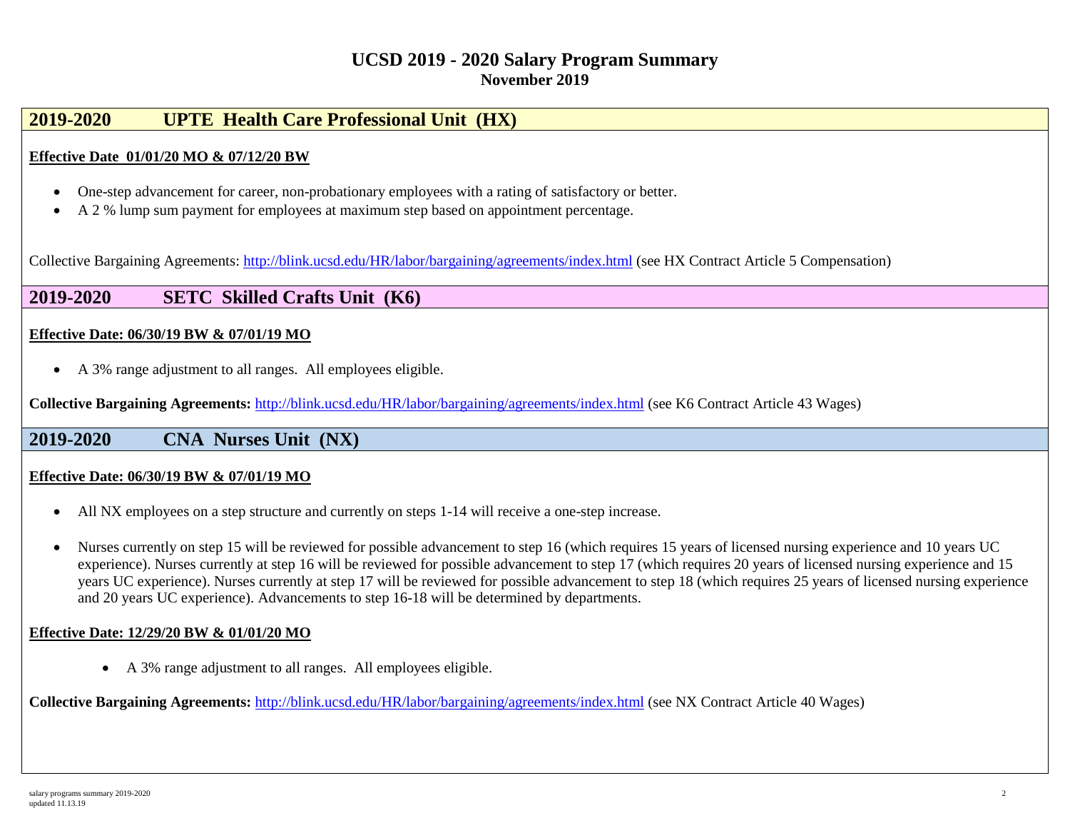# UCSD 2019 - 2020 Salary Program Summary

**November 2019**

## 2019-2020 UPTE Health Care Professional Unit (HX)

**Effective Date 01/01/20 MO & 07/12/20 BW**

- One-step advancement for career, non-probationary employees with a rating of satisfactory or better.
- A 2 % lump sum payment for employees at maximum step based on appointment percentage.

Collective Bargaining Agreements: http://blink.ucsd.edu/HR/labor/bargaining/agreements/index.html (see HX Contract Article 5 Compensation)

## 2019-2020 SETC Skilled Crafts Unit (K6)

**Effective Date: 06/30/19 BW & 07/01/19 MO**

- A 3% range adjustment to all ranges. All employees eligible.

**Collective Bargaining Agreements:** http://blink.ucsd.edu/HR/labor/bargaining/agreements/index.html (see K6 Contract Article 43 Wages)

## 2019-2020 CNA Nurses Unit (NX)

**Effective Date: 06/30/19 BW & 07/01/19 MO**

- All NX employees on a step structure and currently on steps 1-14 will receive a one-step increase.
- Nurses currently on step 15 will be reviewed for possible advancement to step 16 (which requires 15 years of licensed nursing experience and 10 years UC experience). Nurses currently at step 16 will be reviewed for possible advancement to step 17 (which requires 20 years of licensed nursing experience and 15 years UC experience). Nurses currently at step 17 will be reviewed for possible advancement to step 18 (which requires 25 years of licensed nursing experience and 20 years UC experience). Advancements to step 16-18 will be determined by departments.

**Effective Date: 12/29/20 BW & 01/01/20 MO**

- A 3% range adjustment to all ranges. All employees eligible.

**Collective Bargaining Agreements:** http://blink.ucsd.edu/HR/labor/bargaining/agreements/index.html (see NX Contract Article 40 Wages)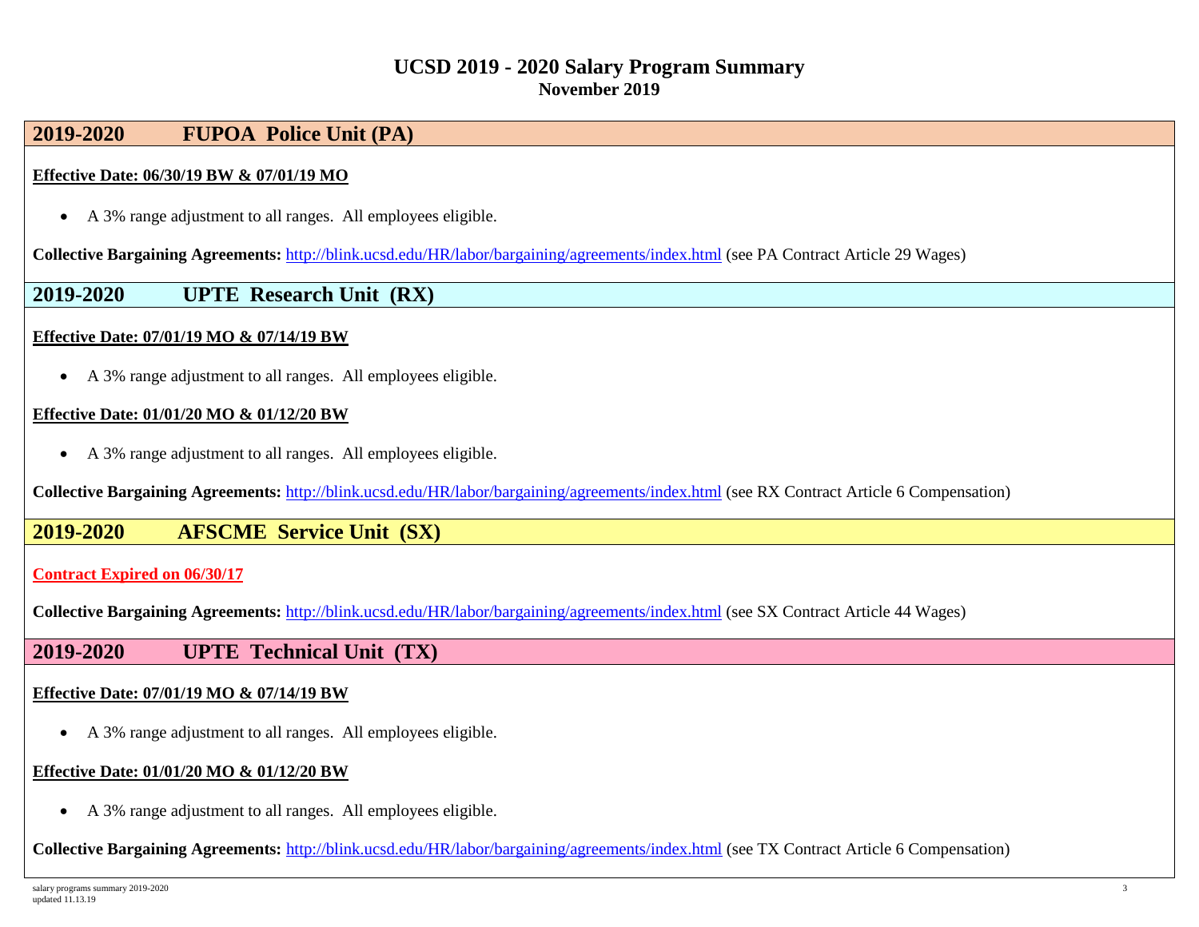# UCSD 2019 - 2020 Salary Program Summary

**November 2019**

## 2019-2020 FUPOA Police Unit (PA)

**Effective Date: 06/30/19 BW & 07/01/19 MO**

- A 3% range adjustment to all ranges. All employees eligible.

**Collective Bargaining Agreements:** [http://blink.ucsd.edu/HR/labor/bargaining/agreements/index.html](http://blink.ucsd.edu/HR/labor/bargaining/agreements/index.html) (see PA Contract Article 29 Wages)

## 2019-2020 UPTE Research Unit (RX)

**Effective Date: 07/01/19 MO & 07/14/19 BW**

- A 3% range adjustment to all ranges. All employees eligible.

**Effective Date: 01/01/20 MO & 01/12/20 BW**

- A 3% range adjustment to all ranges. All employees eligible.

**Collective Bargaining Agreements:** [http://blink.ucsd.edu/HR/labor/bargaining/agreements/index.html](http://blink.ucsd.edu/HR/labor/bargaining/agreements/index.html) (see RX Contract Article 6 Compensation)

## 2019-2020 AFSCME Service Unit (SX)

**Contract Expired on 06/30/17**

**Collective Bargaining Agreements:** [http://blink.ucsd.edu/HR/labor/bargaining/agreements/index.html](http://blink.ucsd.edu/HR/labor/bargaining/agreements/index.html) (see SX Contract Article 44 Wages)

## 2019-2020 UPTE Technical Unit (TX)

**Effective Date: 07/01/19 MO & 07/14/19 BW**

- A 3% range adjustment to all ranges. All employees eligible.

**Effective Date: 01/01/20 MO & 01/12/20 BW**

- A 3% range adjustment to all ranges. All employees eligible.

**Collective Bargaining Agreements:** [http://blink.ucsd.edu/HR/labor/bargaining/agreements/index.html](http://blink.ucsd.edu/HR/labor/bargaining/agreements/index.html) (see TX Contract Article 6 Compensation)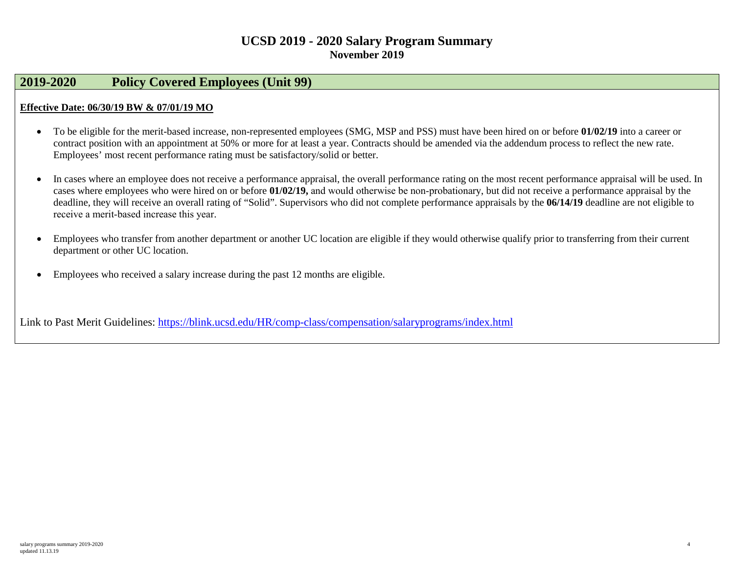# UCSD 2019 - 2020 Salary Program Summary

**November 2019**

## 2019-2020 Policy Covered Employees (Unit 99)

**Effective Date: 06/30/19 BW & 07/01/19 MO**

- To be eligible for the merit-based increase, non-represented employees (SMG, MSP and PSS) must have been hired on or before **01/02/19** into a career or contract position with an appointment at 50% or more for at least a year. Contracts should be amended via the addendum process to reflect the new rate. Employees' most recent performance rating must be satisfactory/solid or better.

- In cases where an employee does not receive a performance appraisal, the overall performance rating on the most recent performance appraisal will be used. In cases where employees who were hired on or before **01/02/19,** and would otherwise be non-probationary, but did not receive a performance appraisal by the deadline, they will receive an overall rating of "Solid". Supervisors who did not complete performance appraisals by the **06/14/19** deadline are not eligible to receive a merit-based increase this year.

- Employees who transfer from another department or another UC location are eligible if they would otherwise qualify prior to transferring from their current department or other UC location.

- Employees who received a salary increase during the past 12 months are eligible.

Link to Past Merit Guidelines: [https://blink.ucsd.edu/HR/comp-class/compensation/salaryprograms/index.html](https://blink.ucsd.edu/HR/comp-class/compensation/salaryprograms/index.html)